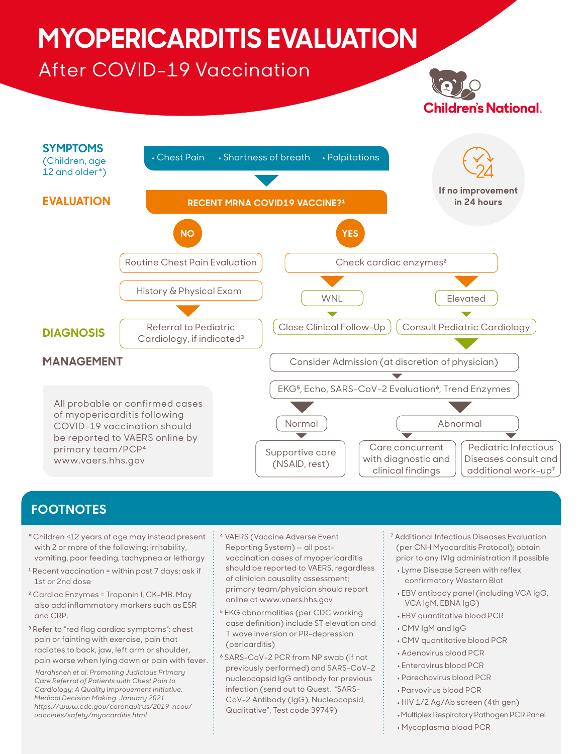# MYOPERICARDITIS EVALUATION

## After COVID-19 Vaccination

Children's National.

**If no improvement in 24 hours**

### SYMPTOMS
(Children, age 12 and older*)

- Chest Pain
- Shortness of breath
- Palpitations

### EVALUATION

**RECENT MRNA COVID19 VACCINE?[1]**

**NO**

- Routine Chest Pain Evaluation
- History & Physical Exam
- Referral to Pediatric Cardiology, if indicated[3]

**YES**

- Check cardiac enzymes[2]
  - WNL → Close Clinical Follow-Up
  - Elevated → Consult Pediatric Cardiology

### DIAGNOSIS

### MANAGEMENT

- Consider Admission (at discretion of physician)
- EKG[5], Echo, SARS-CoV-2 Evaluation[6], Trend Enzymes
  - Normal → Supportive care (NSAID, rest)
  - Abnormal → Care concurrent with diagnostic and clinical findings; Pediatric Infectious Diseases consult and additional work-up[7]

All probable or confirmed cases of myopericarditis following COVID-19 vaccination should be reported to VAERS online by primary team/PCP[4] www.vaers.hhs.gov

## FOOTNOTES

* Children <12 years of age may instead present with 2 or more of the following: irritability, vomiting, poor feeding, tachypnea or lethargy

[1] Recent vaccination = within past 7 days; ask if 1st or 2nd dose

[2] Cardiac Enzymes = Troponin I, CK-MB. May also add inflammatory markers such as ESR and CRP.

[3] Refer to "red flag cardiac symptoms": chest pain or fainting with exercise, pain that radiates to back, jaw, left arm or shoulder, pain worse when lying down or pain with fever.

*Harahsheh et al. Promoting Judicious Primary Care Referral of Patients with Chest Pain to Cardiology: A Quality Improvement Initiative. Medical Decision Making. January 2021. https://www.cdc.gov/coronavirus/2019-ncov/vaccines/safety/myocarditis.html*

[4] VAERS (Vaccine Adverse Event Reporting System) — all post-vaccination cases of myopericarditis should be reported to VAERS, regardless of clinician causality assessment; primary team/physician should report online at www.vaers.hhs.gov

[5] EKG abnormalities (per CDC working case definition) include ST elevation and T wave inversion or PR-depression (pericarditis)

[6] SARS-CoV-2 PCR from NP swab (if not previously performed) and SARS-CoV-2 nucleocapsid IgG antibody for previous infection (send out to Quest, "SARS-CoV-2 Antibody (IgG), Nucleocapsid, Qualitative", Test code 39749)

[7] Additional Infectious Diseases Evaluation (per CNH Myocarditis Protocol); obtain prior to any IVIg administration if possible

- Lyme Disease Screen with reflex confirmatory Western Blot
- EBV antibody panel (including VCA IgG, VCA IgM, EBNA IgG)
- EBV quantitative blood PCR
- CMV IgM and IgG
- CMV quantitative blood PCR
- Adenovirus blood PCR
- Enterovirus blood PCR
- Parechovirus blood PCR
- Parvovirus blood PCR
- HIV 1/2 Ag/Ab screen (4th gen)
- Multiplex Respiratory Pathogen PCR Panel
- Mycoplasma blood PCR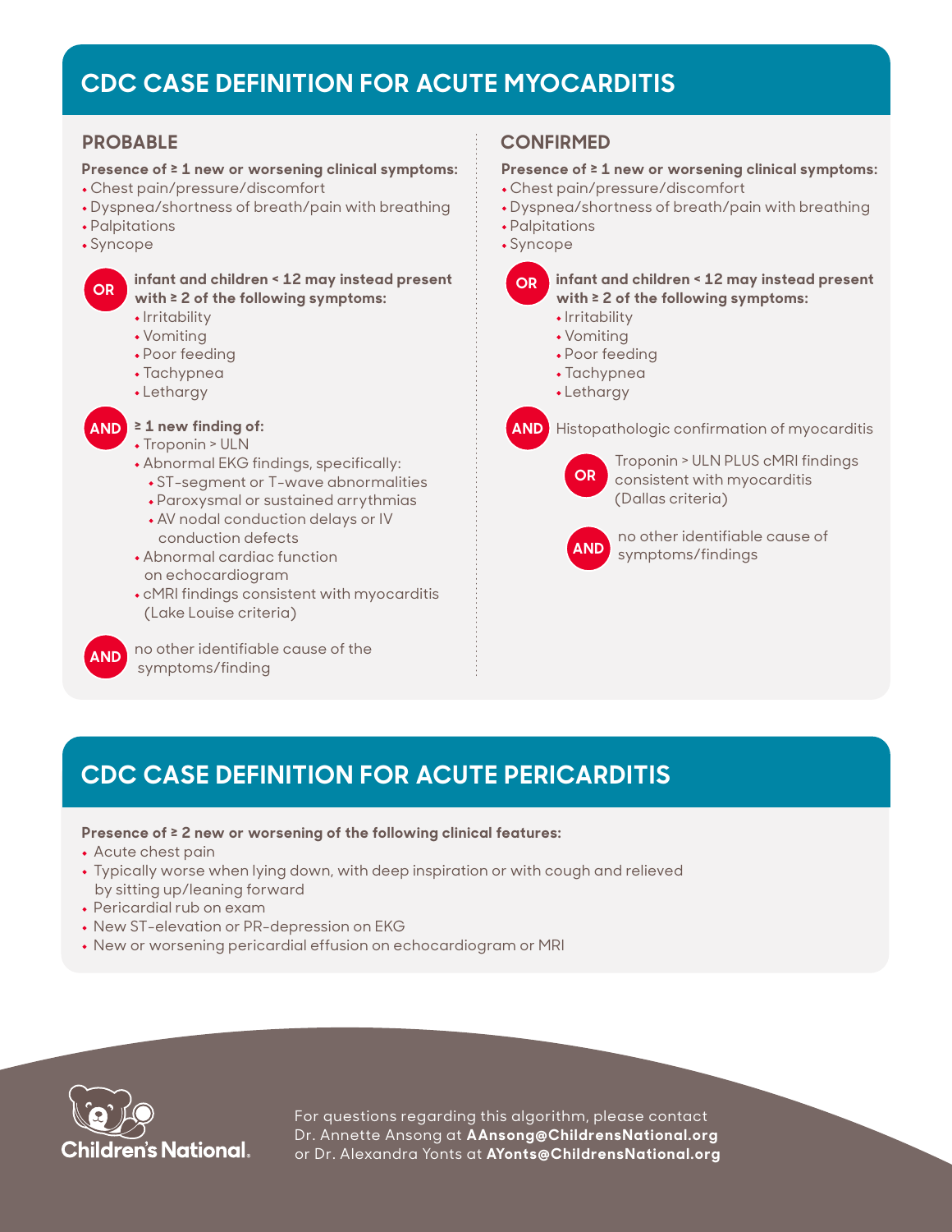# CDC CASE DEFINITION FOR ACUTE MYOCARDITIS

## PROBABLE

**Presence of ≥ 1 new or worsening clinical symptoms:**

- Chest pain/pressure/discomfort
- Dyspnea/shortness of breath/pain with breathing
- Palpitations
- Syncope

**OR** **infant and children < 12 may instead present with ≥ 2 of the following symptoms:**

- Irritability
- Vomiting
- Poor feeding
- Tachypnea
- Lethargy

**AND** **≥ 1 new finding of:**

- Troponin > ULN
- Abnormal EKG findings, specifically:
  - ST-segment or T-wave abnormalities
  - Paroxysmal or sustained arrythmias
  - AV nodal conduction delays or IV conduction defects
- Abnormal cardiac function on echocardiogram
- cMRI findings consistent with myocarditis (Lake Louise criteria)

**AND** no other identifiable cause of the symptoms/finding

## CONFIRMED

**Presence of ≥ 1 new or worsening clinical symptoms:**

- Chest pain/pressure/discomfort
- Dyspnea/shortness of breath/pain with breathing
- Palpitations
- Syncope

**OR** **infant and children < 12 may instead present with ≥ 2 of the following symptoms:**

- Irritability
- Vomiting
- Poor feeding
- Tachypnea
- Lethargy

**AND** Histopathologic confirmation of myocarditis

**OR** Troponin > ULN PLUS cMRI findings consistent with myocarditis (Dallas criteria)

**AND** no other identifiable cause of symptoms/findings

# CDC CASE DEFINITION FOR ACUTE PERICARDITIS

**Presence of ≥ 2 new or worsening of the following clinical features:**

- Acute chest pain
- Typically worse when lying down, with deep inspiration or with cough and relieved by sitting up/leaning forward
- Pericardial rub on exam
- New ST-elevation or PR-depression on EKG
- New or worsening pericardial effusion on echocardiogram or MRI

Children's National.

For questions regarding this algorithm, please contact Dr. Annette Ansong at **AAnsong@ChildrensNational.org** or Dr. Alexandra Yonts at **AYonts@ChildrensNational.org**